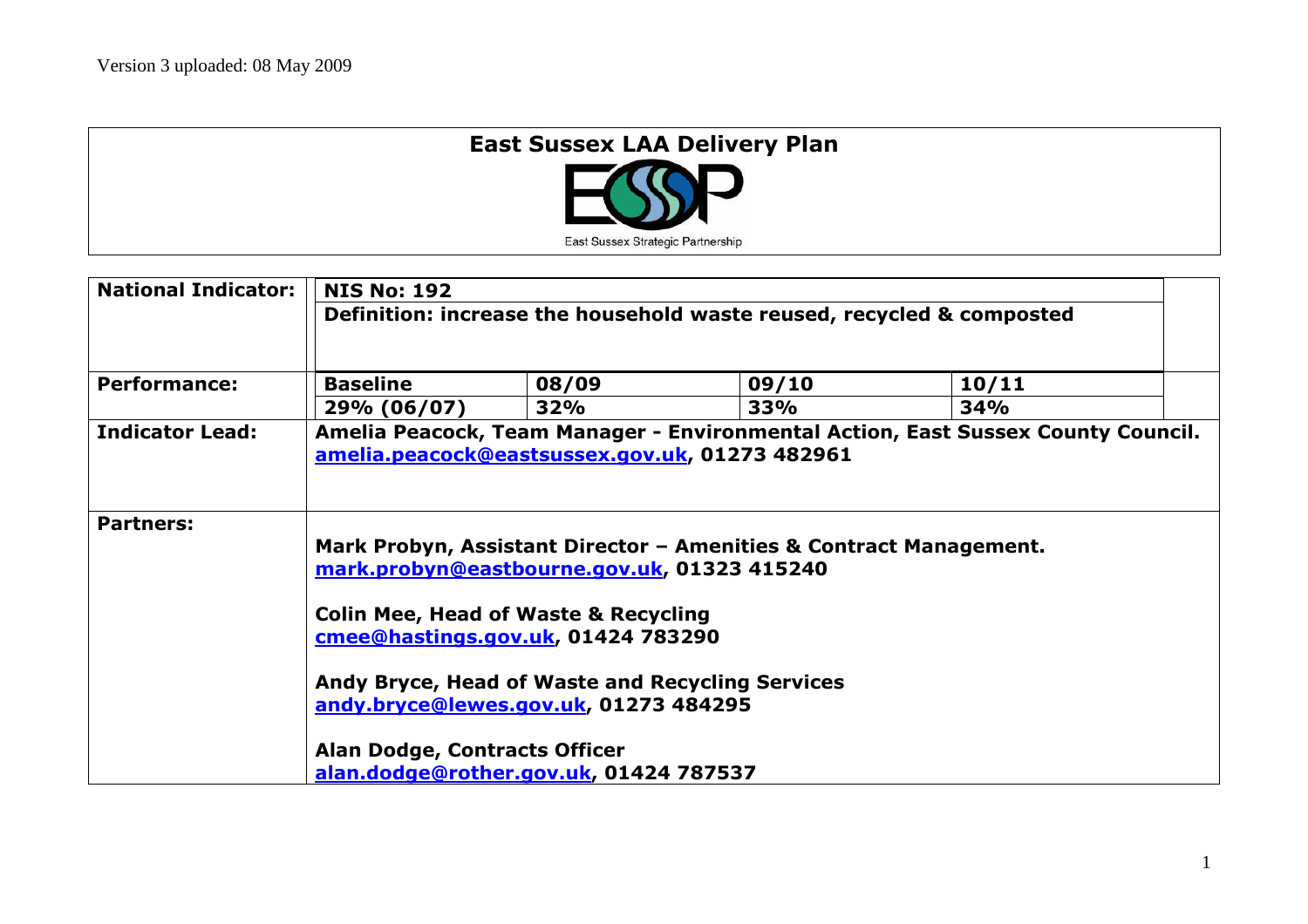Version 3 uploaded: 08 May 2009

# East Sussex LAA Delivery Plan

East Sussex Strategic Partnership

| **National Indicator:** | **NIS No: 192** | | | |
|---|---|---|---|---|
| | **Definition: increase the household waste reused, recycled & composted** | | | |
| **Performance:** | **Baseline** | **08/09** | **09/10** | **10/11** |
| | **29% (06/07)** | **32%** | **33%** | **34%** |
| **Indicator Lead:** | **Amelia Peacock, Team Manager - Environmental Action, East Sussex County Council.** **amelia.peacock@eastsussex.gov.uk, 01273 482961** | | | |
| **Partners:** | **Mark Probyn, Assistant Director – Amenities & Contract Management.** **mark.probyn@eastbourne.gov.uk, 01323 415240**<br><br>**Colin Mee, Head of Waste & Recycling** **cmee@hastings.gov.uk, 01424 783290**<br><br>**Andy Bryce, Head of Waste and Recycling Services** **andy.bryce@lewes.gov.uk, 01273 484295**<br><br>**Alan Dodge, Contracts Officer** **alan.dodge@rother.gov.uk, 01424 787537** | | | |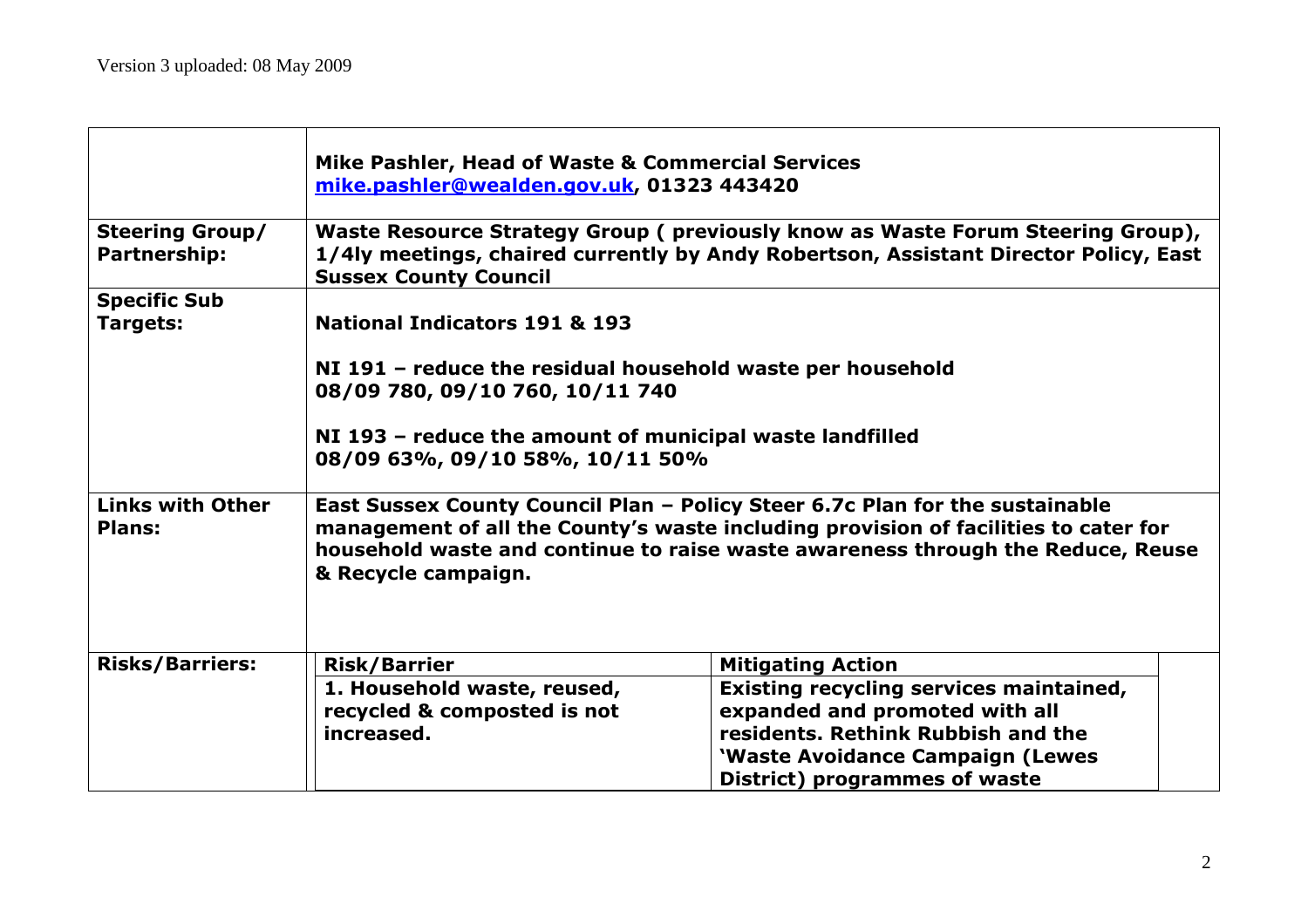Version 3 uploaded: 08 May 2009

| | | |
|---|---|---|
| | **Mike Pashler, Head of Waste & Commercial Services**<br>**[mike.pashler@wealden.gov.uk](mailto:mike.pashler@wealden.gov.uk), 01323 443420** | |
| **Steering Group/ Partnership:** | **Waste Resource Strategy Group ( previously know as Waste Forum Steering Group), 1/4ly meetings, chaired currently by Andy Robertson, Assistant Director Policy, East Sussex County Council** | |
| **Specific Sub Targets:** | **National Indicators 191 & 193**<br><br>**NI 191 – reduce the residual household waste per household**<br>**08/09 780, 09/10 760, 10/11 740**<br><br>**NI 193 – reduce the amount of municipal waste landfilled**<br>**08/09 63%, 09/10 58%, 10/11 50%** | |
| **Links with Other Plans:** | **East Sussex County Council Plan – Policy Steer 6.7c Plan for the sustainable management of all the County's waste including provision of facilities to cater for household waste and continue to raise waste awareness through the Reduce, Reuse & Recycle campaign.** | |
| **Risks/Barriers:** | **Risk/Barrier** | **Mitigating Action** |
| | **1. Household waste, reused, recycled & composted is not increased.** | **Existing recycling services maintained, expanded and promoted with all residents. Rethink Rubbish and the 'Waste Avoidance Campaign (Lewes District) programmes of waste** |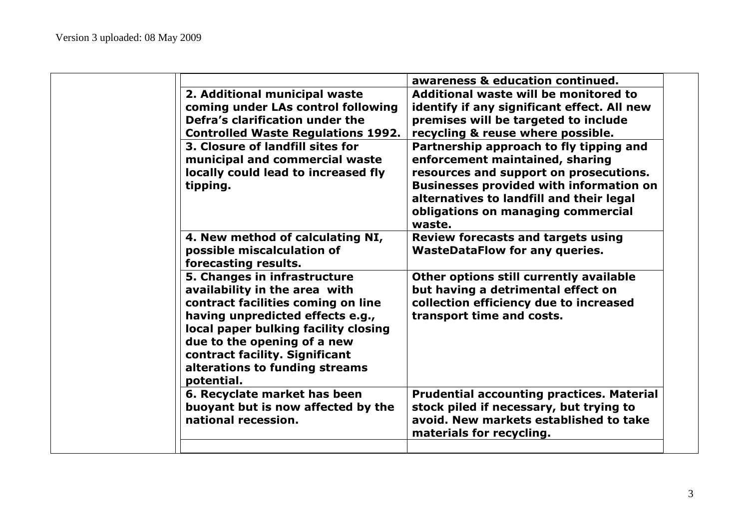| | | | |
|---|---|---|---|
| | | **awareness & education continued.** | |
| | **2. Additional municipal waste coming under LAs control following Defra's clarification under the Controlled Waste Regulations 1992.** | **Additional waste will be monitored to identify if any significant effect. All new premises will be targeted to include recycling & reuse where possible.** | |
| | **3. Closure of landfill sites for municipal and commercial waste locally could lead to increased fly tipping.** | **Partnership approach to fly tipping and enforcement maintained, sharing resources and support on prosecutions. Businesses provided with information on alternatives to landfill and their legal obligations on managing commercial waste.** | |
| | **4. New method of calculating NI, possible miscalculation of forecasting results.** | **Review forecasts and targets using WasteDataFlow for any queries.** | |
| | **5. Changes in infrastructure availability in the area with contract facilities coming on line having unpredicted effects e.g., local paper bulking facility closing due to the opening of a new contract facility. Significant alterations to funding streams potential.** | **Other options still currently available but having a detrimental effect on collection efficiency due to increased transport time and costs.** | |
| | **6. Recyclate market has been buoyant but is now affected by the national recession.** | **Prudential accounting practices. Material stock piled if necessary, but trying to avoid. New markets established to take materials for recycling.** | |
| | | | |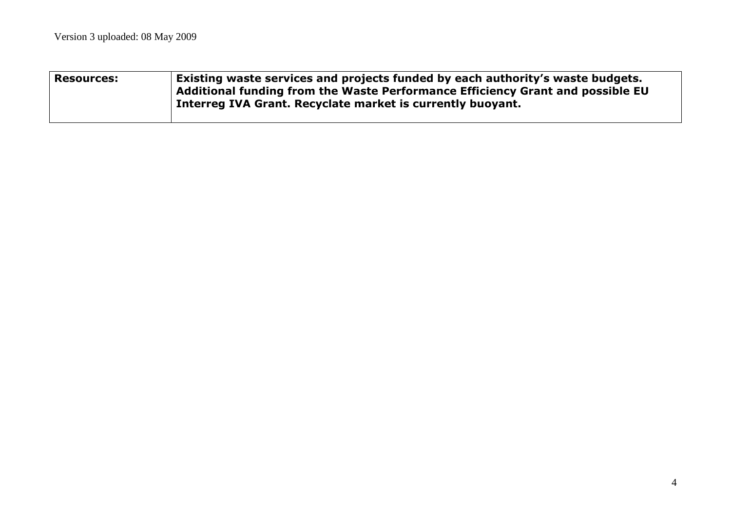| **Resources:** | **Existing waste services and projects funded by each authority's waste budgets. Additional funding from the Waste Performance Efficiency Grant and possible EU Interreg IVA Grant. Recyclate market is currently buoyant.** |
|---|---|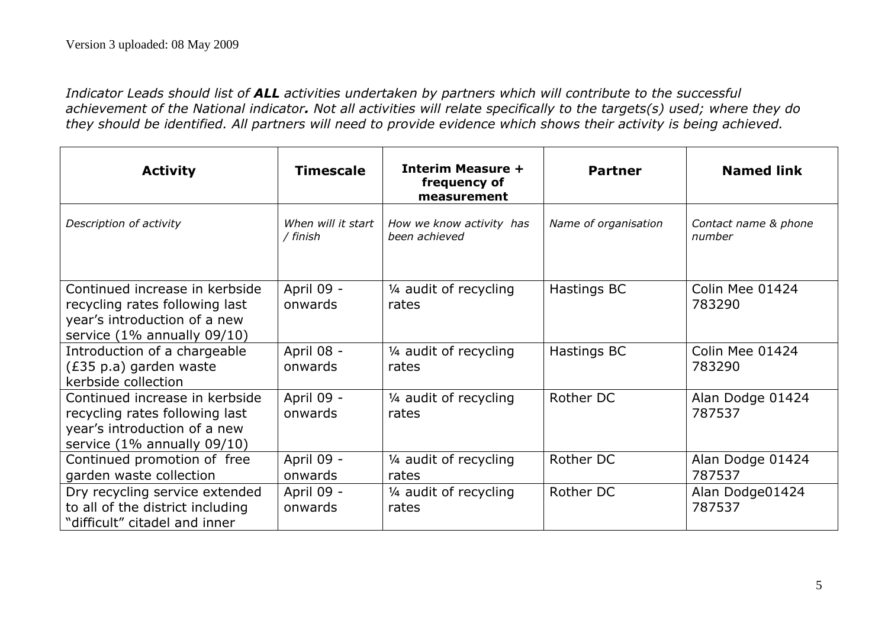Version 3 uploaded: 08 May 2009

*Indicator Leads should list of* ***ALL*** *activities undertaken by partners which will contribute to the successful achievement of the National indicator***.** *Not all activities will relate specifically to the targets(s) used; where they do they should be identified. All partners will need to provide evidence which shows their activity is being achieved.*

| **Activity** | **Timescale** | **Interim Measure + frequency of measurement** | **Partner** | **Named link** |
|---|---|---|---|---|
| *Description of activity* | *When will it start / finish* | *How we know activity has been achieved* | *Name of organisation* | *Contact name & phone number* |
| Continued increase in kerbside recycling rates following last year's introduction of a new service (1% annually 09/10) | April 09 - onwards | ¼ audit of recycling rates | Hastings BC | Colin Mee 01424 783290 |
| Introduction of a chargeable (£35 p.a) garden waste kerbside collection | April 08 - onwards | ¼ audit of recycling rates | Hastings BC | Colin Mee 01424 783290 |
| Continued increase in kerbside recycling rates following last year's introduction of a new service (1% annually 09/10) | April 09 - onwards | ¼ audit of recycling rates | Rother DC | Alan Dodge 01424 787537 |
| Continued promotion of free garden waste collection | April 09 - onwards | ¼ audit of recycling rates | Rother DC | Alan Dodge 01424 787537 |
| Dry recycling service extended to all of the district including "difficult" citadel and inner | April 09 - onwards | ¼ audit of recycling rates | Rother DC | Alan Dodge01424 787537 |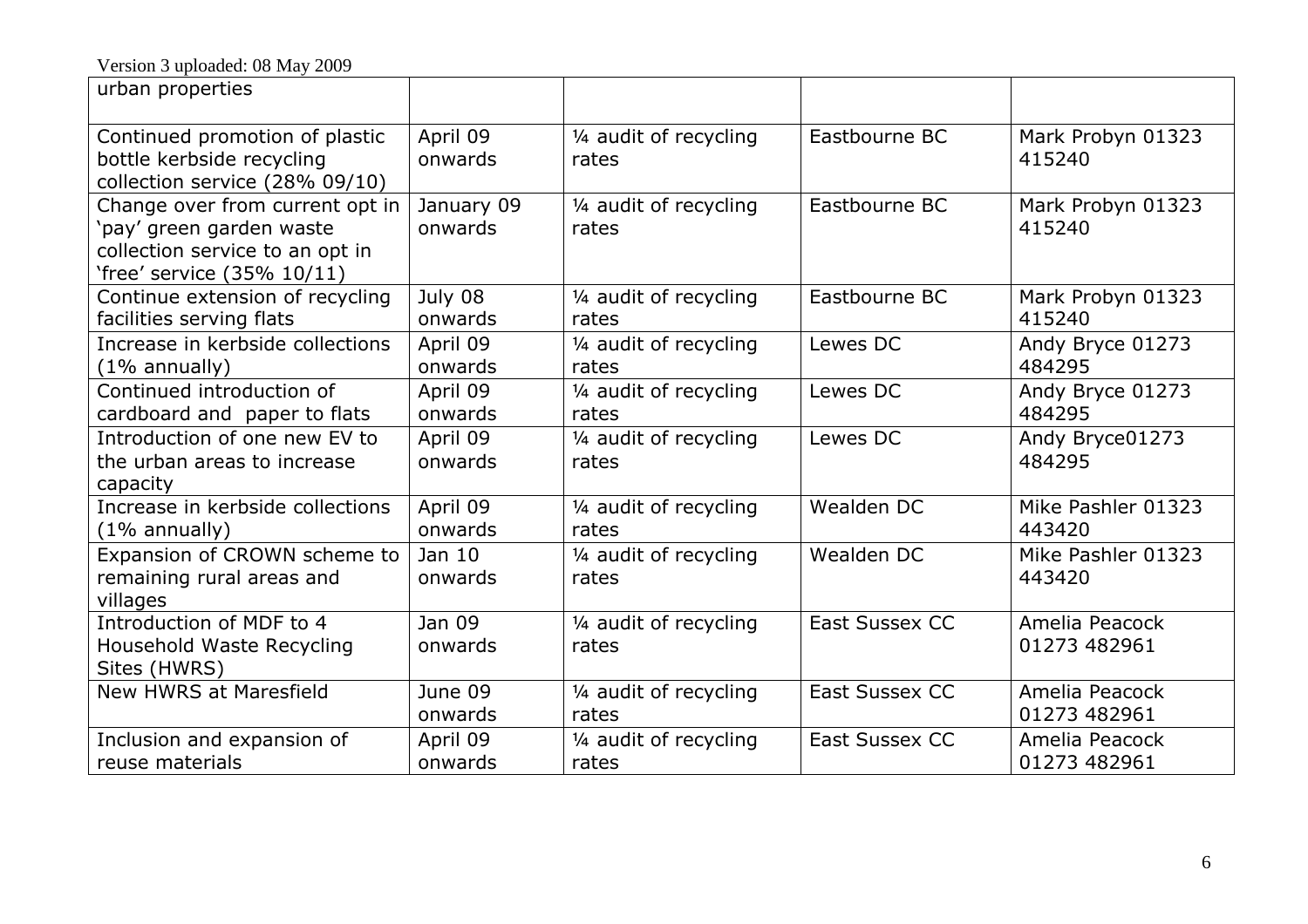| | | | | |
|---|---|---|---|---|
| urban properties | | | | |
| Continued promotion of plastic bottle kerbside recycling collection service (28% 09/10) | April 09 onwards | ¼ audit of recycling rates | Eastbourne BC | Mark Probyn 01323 415240 |
| Change over from current opt in 'pay' green garden waste collection service to an opt in 'free' service (35% 10/11) | January 09 onwards | ¼ audit of recycling rates | Eastbourne BC | Mark Probyn 01323 415240 |
| Continue extension of recycling facilities serving flats | July 08 onwards | ¼ audit of recycling rates | Eastbourne BC | Mark Probyn 01323 415240 |
| Increase in kerbside collections (1% annually) | April 09 onwards | ¼ audit of recycling rates | Lewes DC | Andy Bryce 01273 484295 |
| Continued introduction of cardboard and paper to flats | April 09 onwards | ¼ audit of recycling rates | Lewes DC | Andy Bryce 01273 484295 |
| Introduction of one new EV to the urban areas to increase capacity | April 09 onwards | ¼ audit of recycling rates | Lewes DC | Andy Bryce01273 484295 |
| Increase in kerbside collections (1% annually) | April 09 onwards | ¼ audit of recycling rates | Wealden DC | Mike Pashler 01323 443420 |
| Expansion of CROWN scheme to remaining rural areas and villages | Jan 10 onwards | ¼ audit of recycling rates | Wealden DC | Mike Pashler 01323 443420 |
| Introduction of MDF to 4 Household Waste Recycling Sites (HWRS) | Jan 09 onwards | ¼ audit of recycling rates | East Sussex CC | Amelia Peacock 01273 482961 |
| New HWRS at Maresfield | June 09 onwards | ¼ audit of recycling rates | East Sussex CC | Amelia Peacock 01273 482961 |
| Inclusion and expansion of reuse materials | April 09 onwards | ¼ audit of recycling rates | East Sussex CC | Amelia Peacock 01273 482961 |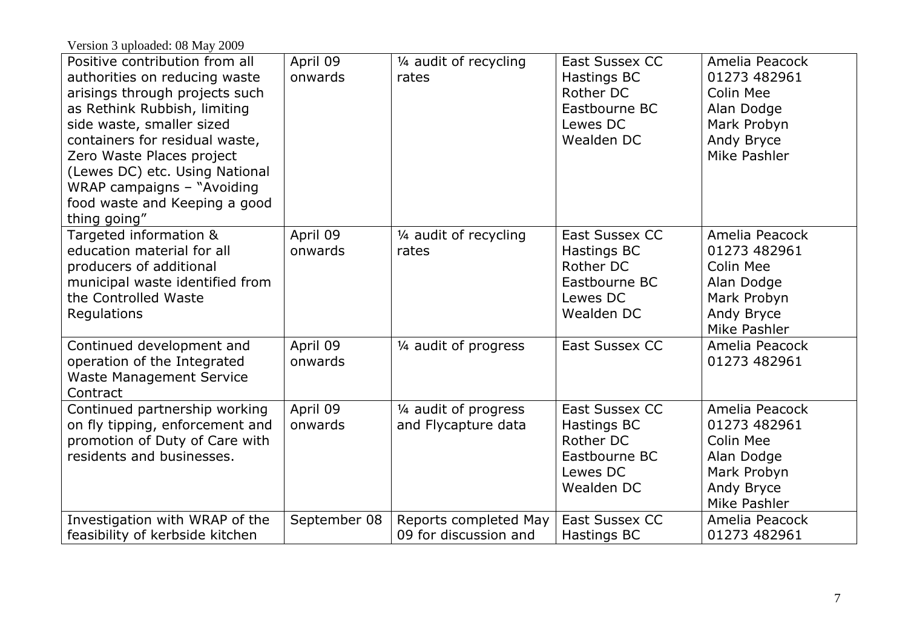Version 3 uploaded: 08 May 2009

| | | | | |
|---|---|---|---|---|
| Positive contribution from all authorities on reducing waste arisings through projects such as Rethink Rubbish, limiting side waste, smaller sized containers for residual waste, Zero Waste Places project (Lewes DC) etc. Using National WRAP campaigns – "Avoiding food waste and Keeping a good thing going" | April 09 onwards | ¼ audit of recycling rates | East Sussex CC<br>Hastings BC<br>Rother DC<br>Eastbourne BC<br>Lewes DC<br>Wealden DC | Amelia Peacock<br>01273 482961<br>Colin Mee<br>Alan Dodge<br>Mark Probyn<br>Andy Bryce<br>Mike Pashler |
| Targeted information & education material for all producers of additional municipal waste identified from the Controlled Waste Regulations | April 09 onwards | ¼ audit of recycling rates | East Sussex CC<br>Hastings BC<br>Rother DC<br>Eastbourne BC<br>Lewes DC<br>Wealden DC | Amelia Peacock<br>01273 482961<br>Colin Mee<br>Alan Dodge<br>Mark Probyn<br>Andy Bryce<br>Mike Pashler |
| Continued development and operation of the Integrated Waste Management Service Contract | April 09 onwards | ¼ audit of progress | East Sussex CC | Amelia Peacock<br>01273 482961 |
| Continued partnership working on fly tipping, enforcement and promotion of Duty of Care with residents and businesses. | April 09 onwards | ¼ audit of progress and Flycapture data | East Sussex CC<br>Hastings BC<br>Rother DC<br>Eastbourne BC<br>Lewes DC<br>Wealden DC | Amelia Peacock<br>01273 482961<br>Colin Mee<br>Alan Dodge<br>Mark Probyn<br>Andy Bryce<br>Mike Pashler |
| Investigation with WRAP of the feasibility of kerbside kitchen | September 08 | Reports completed May 09 for discussion and | East Sussex CC<br>Hastings BC | Amelia Peacock<br>01273 482961 |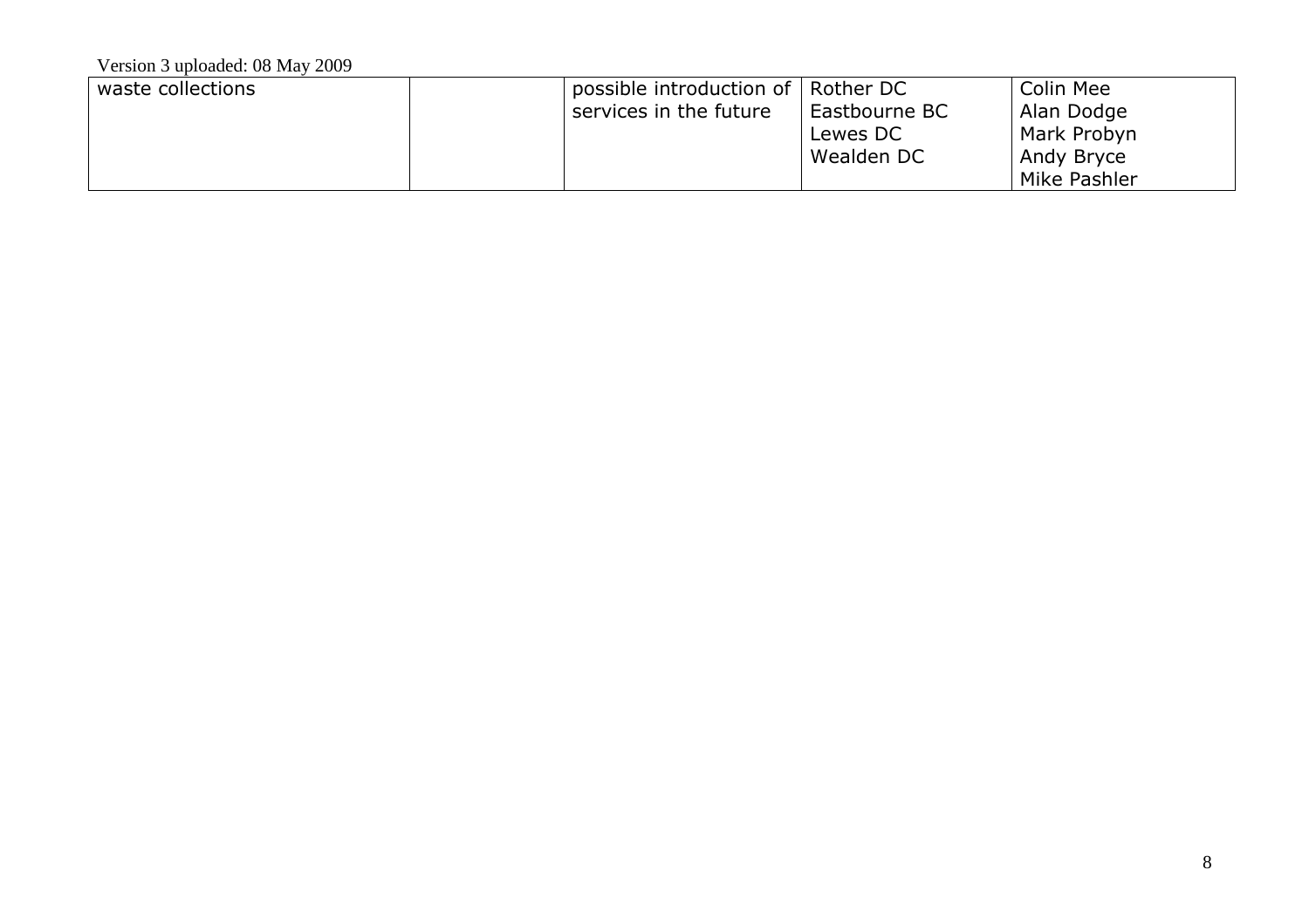| | | | | |
|---|---|---|---|---|
| waste collections | | possible introduction of services in the future | Rother DC<br>Eastbourne BC<br>Lewes DC<br>Wealden DC | Colin Mee<br>Alan Dodge<br>Mark Probyn<br>Andy Bryce<br>Mike Pashler |